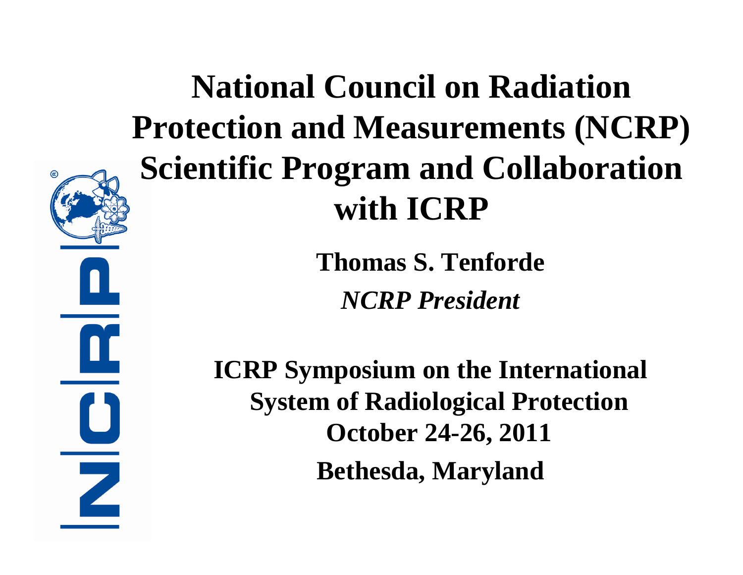# National Council on Radiation Protection and Measurements (NCRP) Scientific Program and Collaboration with ICRP

**Thomas S. Tenforde**

***NCRP President***

**ICRP Symposium on the International System of Radiological Protection**

**October 24-26, 2011**

**Bethesda, Maryland**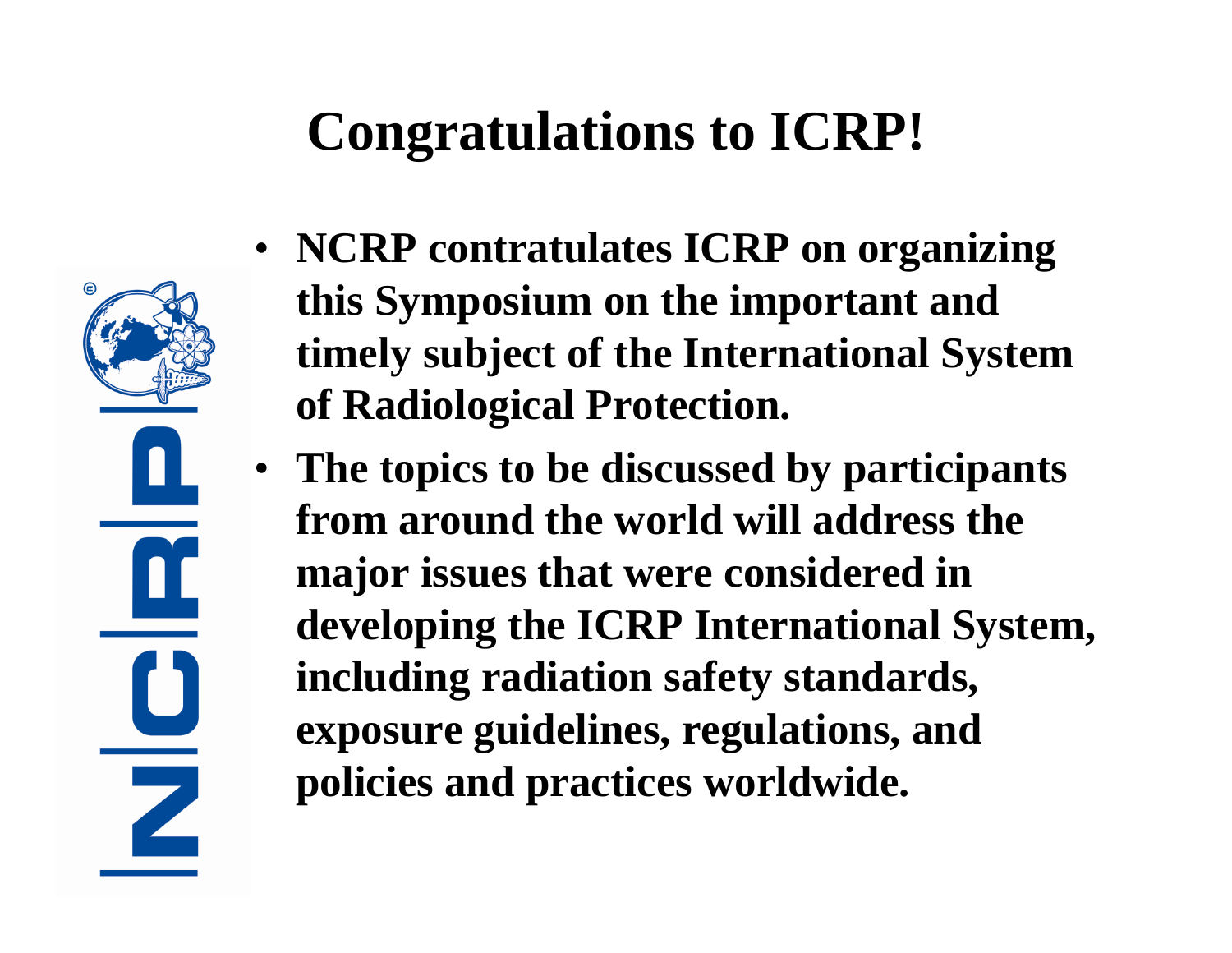# Congratulations to ICRP!

- **NCRP contratulates ICRP on organizing this Symposium on the important and timely subject of the International System of Radiological Protection.**
- **The topics to be discussed by participants from around the world will address the major issues that were considered in developing the ICRP International System, including radiation safety standards, exposure guidelines, regulations, and policies and practices worldwide.**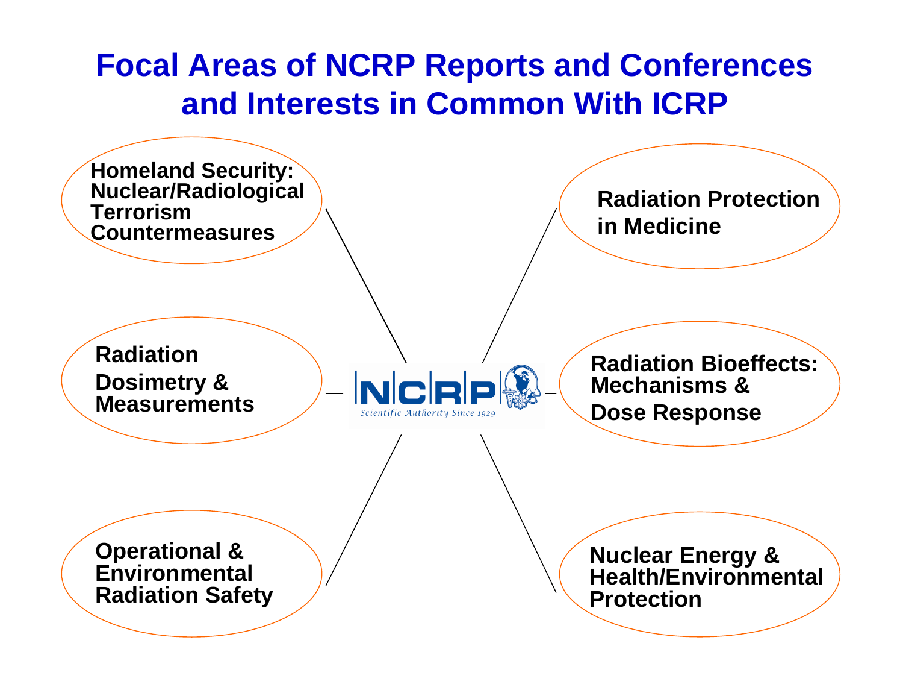# Focal Areas of NCRP Reports and Conferences and Interests in Common With ICRP

NCRP — Scientific Authority Since 1929

- **Homeland Security: Nuclear/Radiological Terrorism Countermeasures**
- **Radiation Protection in Medicine**
- **Radiation Dosimetry & Measurements**
- **Radiation Bioeffects: Mechanisms & Dose Response**
- **Operational & Environmental Radiation Safety**
- **Nuclear Energy & Health/Environmental Protection**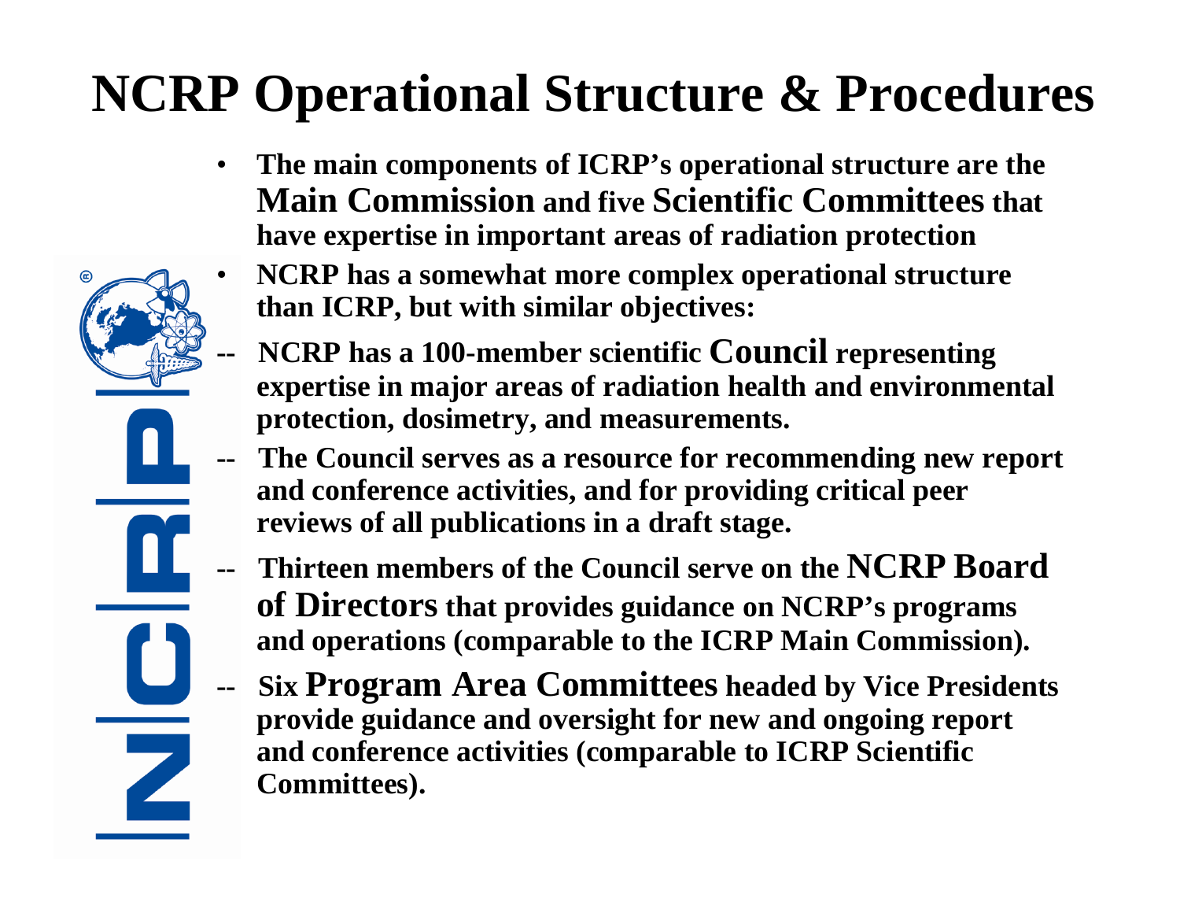# NCRP Operational Structure & Procedures

- **The main components of ICRP's operational structure are the Main Commission and five Scientific Committees that have expertise in important areas of radiation protection**
- **NCRP has a somewhat more complex operational structure than ICRP, but with similar objectives:**

-- **NCRP has a 100-member scientific Council representing expertise in major areas of radiation health and environmental protection, dosimetry, and measurements.**

-- **The Council serves as a resource for recommending new report and conference activities, and for providing critical peer reviews of all publications in a draft stage.**

-- **Thirteen members of the Council serve on the NCRP Board of Directors that provides guidance on NCRP's programs and operations (comparable to the ICRP Main Commission).**

-- **Six Program Area Committees headed by Vice Presidents provide guidance and oversight for new and ongoing report and conference activities (comparable to ICRP Scientific Committees).**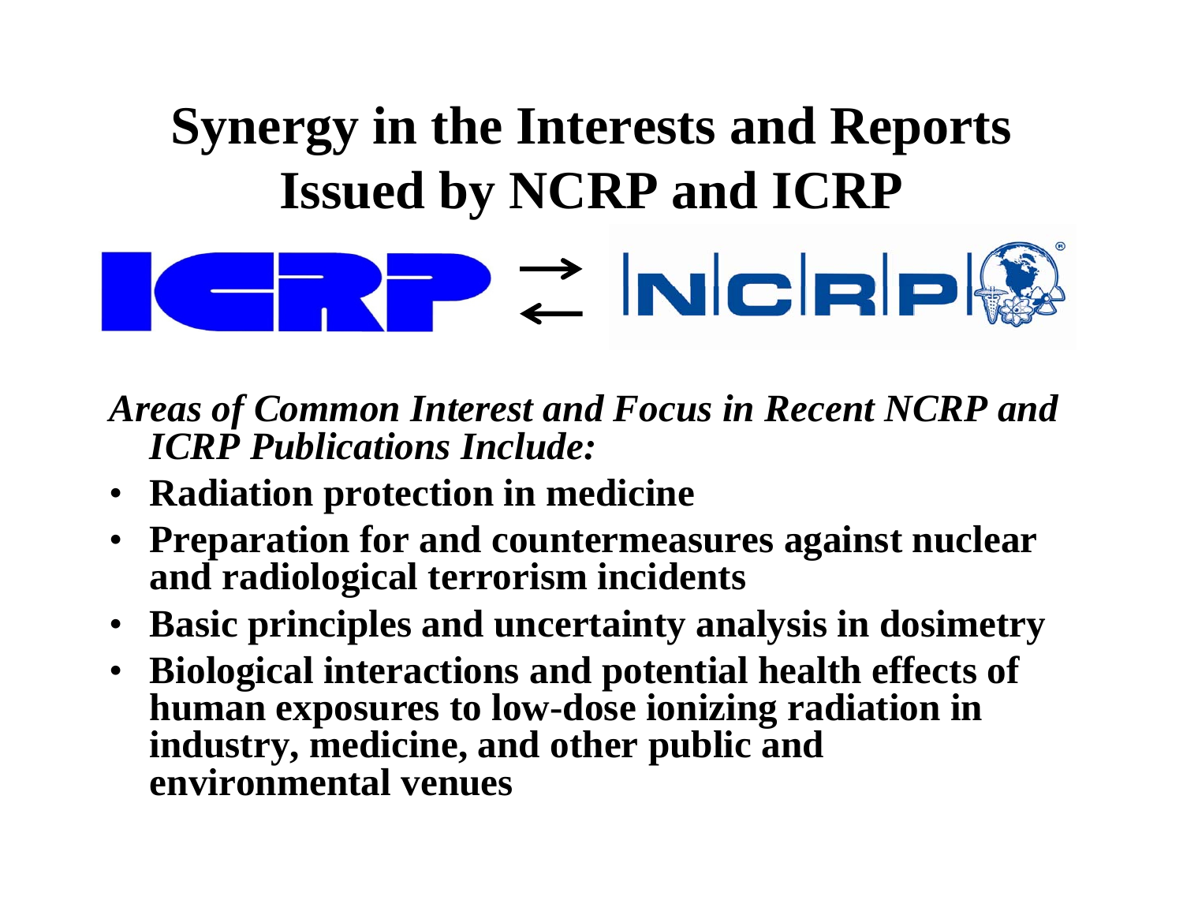# Synergy in the Interests and Reports Issued by NCRP and ICRP

ICRP ⇄ NCRP

*Areas of Common Interest and Focus in Recent NCRP and ICRP Publications Include:*

- **Radiation protection in medicine**
- **Preparation for and countermeasures against nuclear and radiological terrorism incidents**
- **Basic principles and uncertainty analysis in dosimetry**
- **Biological interactions and potential health effects of human exposures to low-dose ionizing radiation in industry, medicine, and other public and environmental venues**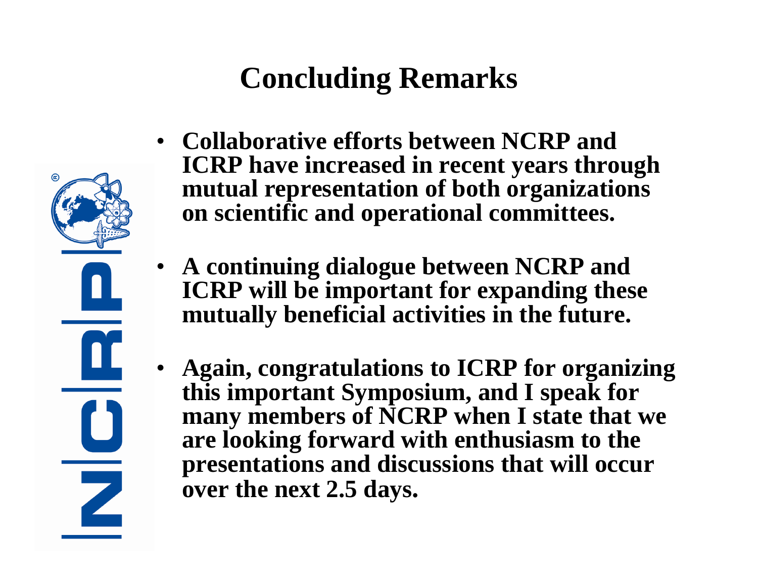# Concluding Remarks

- **Collaborative efforts between NCRP and ICRP have increased in recent years through mutual representation of both organizations on scientific and operational committees.**
- **A continuing dialogue between NCRP and ICRP will be important for expanding these mutually beneficial activities in the future.**
- **Again, congratulations to ICRP for organizing this important Symposium, and I speak for many members of NCRP when I state that we are looking forward with enthusiasm to the presentations and discussions that will occur over the next 2.5 days.**